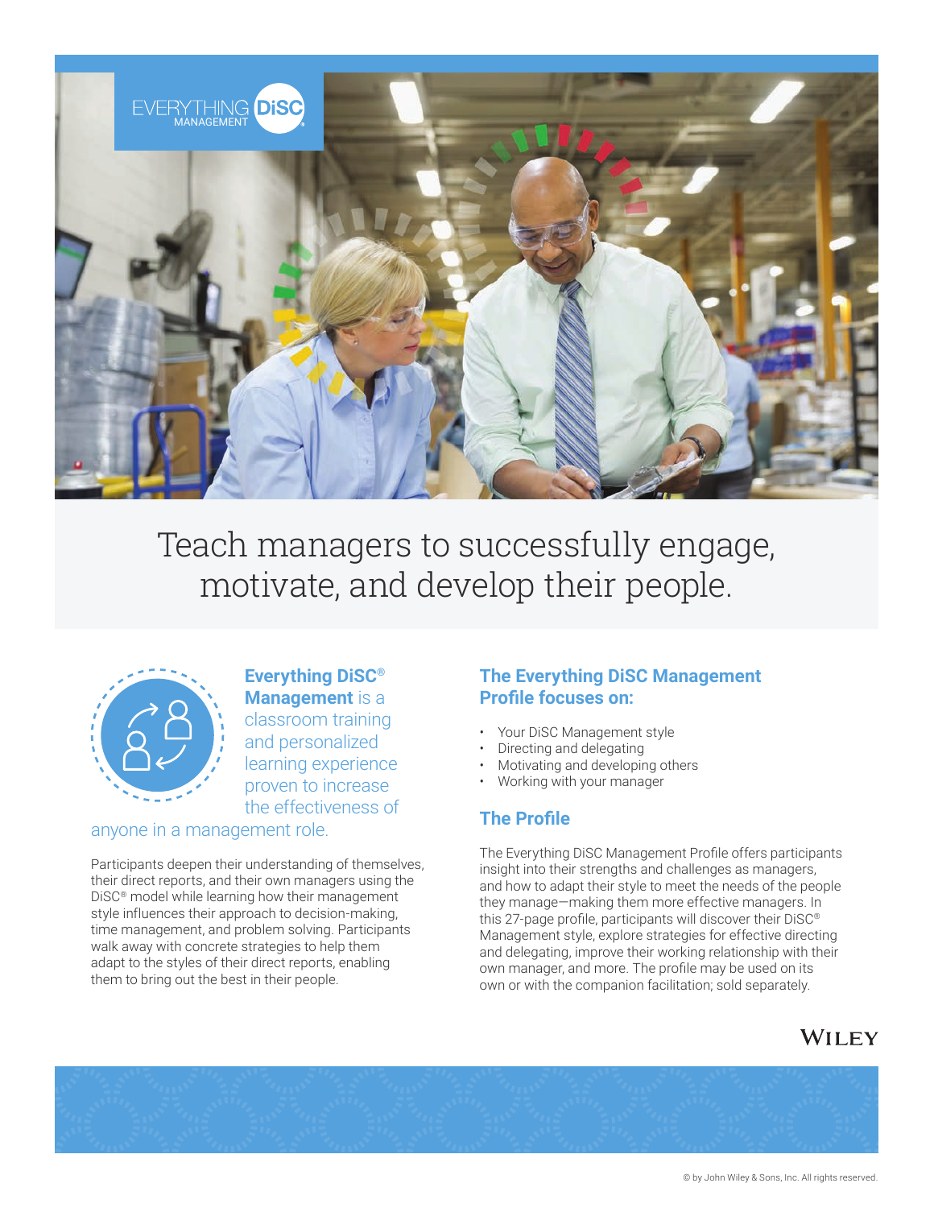EVERYTHING DiSC MANAGEMENT

# Teach managers to successfully engage, motivate, and develop their people.

**Everything DiSC® Management** is a classroom training and personalized learning experience proven to increase the effectiveness of anyone in a management role.

Participants deepen their understanding of themselves, their direct reports, and their own managers using the DiSC® model while learning how their management style influences their approach to decision-making, time management, and problem solving. Participants walk away with concrete strategies to help them adapt to the styles of their direct reports, enabling them to bring out the best in their people.

## The Everything DiSC Management Profile focuses on:

- Your DiSC Management style
- Directing and delegating
- Motivating and developing others
- Working with your manager

## The Profile

The Everything DiSC Management Profile offers participants insight into their strengths and challenges as managers, and how to adapt their style to meet the needs of the people they manage—making them more effective managers. In this 27-page profile, participants will discover their DiSC® Management style, explore strategies for effective directing and delegating, improve their working relationship with their own manager, and more. The profile may be used on its own or with the companion facilitation; sold separately.

WILEY

© by John Wiley & Sons, Inc. All rights reserved.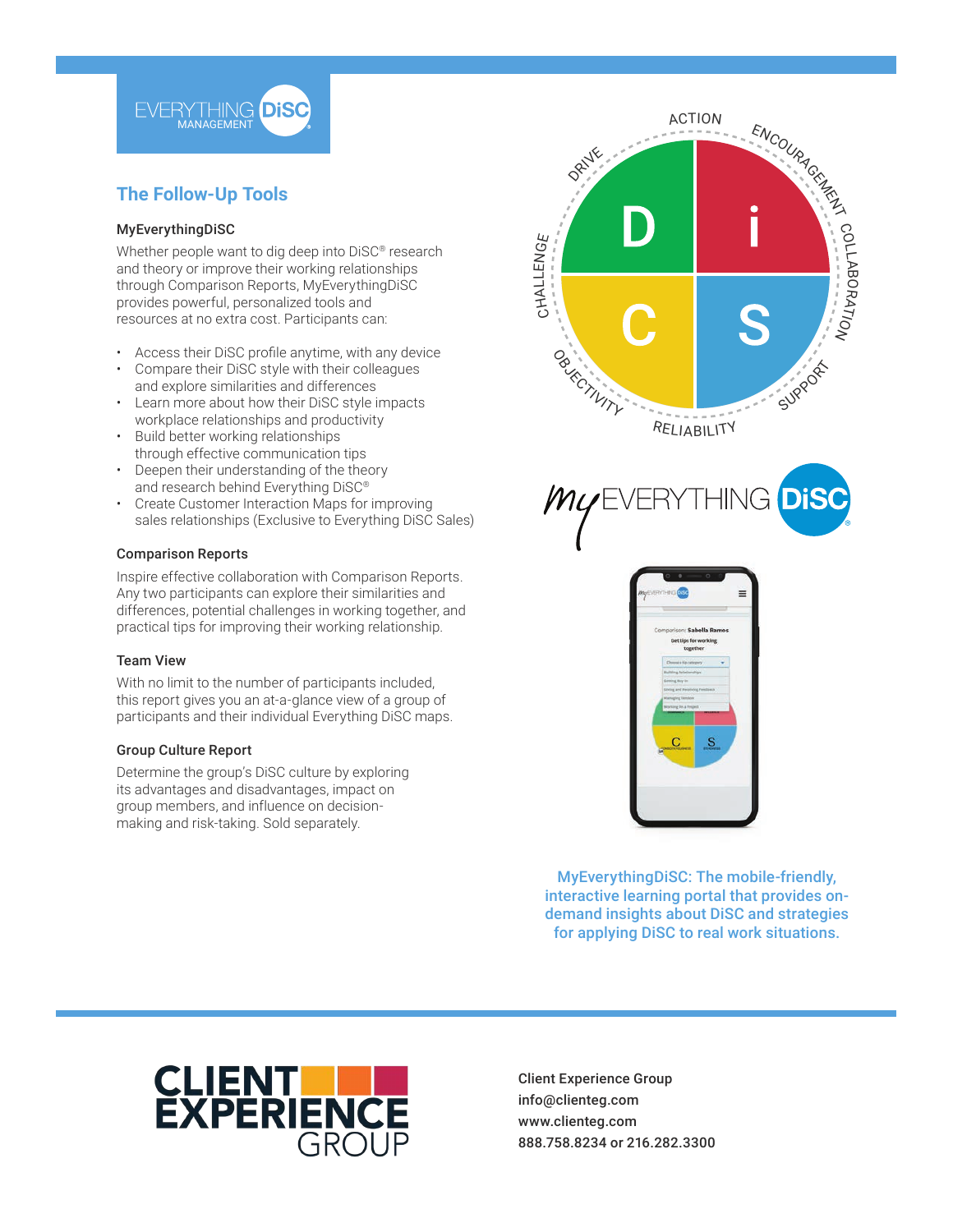EVERYTHING DiSC MANAGEMENT

## The Follow-Up Tools

### MyEverythingDiSC

Whether people want to dig deep into DiSC® research and theory or improve their working relationships through Comparison Reports, MyEverythingDiSC provides powerful, personalized tools and resources at no extra cost. Participants can:

- Access their DiSC profile anytime, with any device
- Compare their DiSC style with their colleagues and explore similarities and differences
- Learn more about how their DiSC style impacts workplace relationships and productivity
- Build better working relationships through effective communication tips
- Deepen their understanding of the theory and research behind Everything DiSC®
- Create Customer Interaction Maps for improving sales relationships (Exclusive to Everything DiSC Sales)

### Comparison Reports

Inspire effective collaboration with Comparison Reports. Any two participants can explore their similarities and differences, potential challenges in working together, and practical tips for improving their working relationship.

### Team View

With no limit to the number of participants included, this report gives you an at-a-glance view of a group of participants and their individual Everything DiSC maps.

### Group Culture Report

Determine the group's DiSC culture by exploring its advantages and disadvantages, impact on group members, and influence on decision-making and risk-taking. Sold separately.

ACTION
ENCOURAGEMENT
COLLABORATION
SUPPORT
RELIABILITY
OBJECTIVITY
CHALLENGE
DRIVE
D
i
S
C

myEVERYTHING DiSC®

MyEverythingDiSC: The mobile-friendly, interactive learning portal that provides on-demand insights about DiSC and strategies for applying DiSC to real work situations.

CLIENT EXPERIENCE GROUP

Client Experience Group
info@clienteg.com
www.clienteg.com
888.758.8234 or 216.282.3300